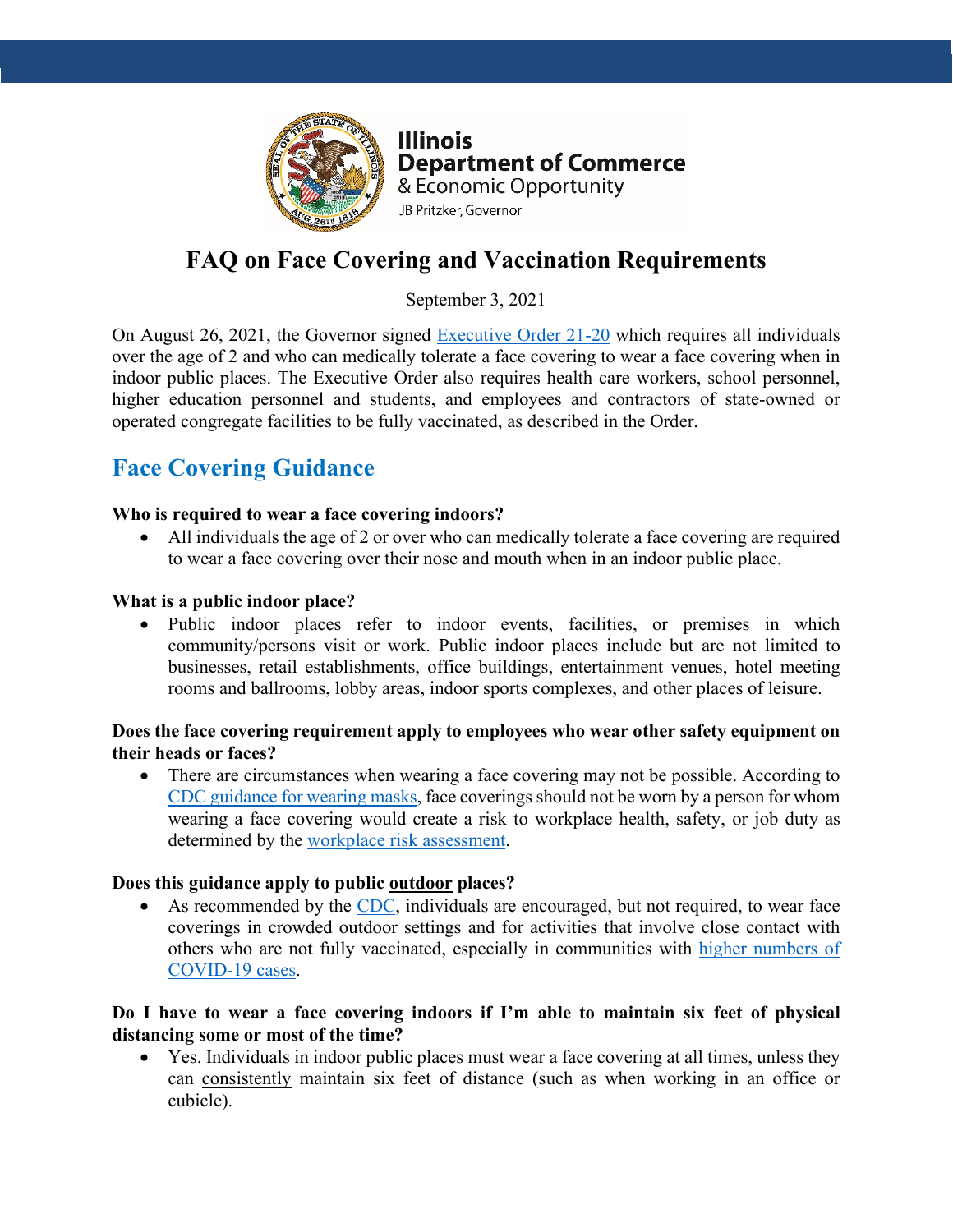Illinois
Department of Commerce
& Economic Opportunity
JB Pritzker, Governor

# FAQ on Face Covering and Vaccination Requirements

September 3, 2021

On August 26, 2021, the Governor signed Executive Order 21-20 which requires all individuals over the age of 2 and who can medically tolerate a face covering to wear a face covering when in indoor public places. The Executive Order also requires health care workers, school personnel, higher education personnel and students, and employees and contractors of state-owned or operated congregate facilities to be fully vaccinated, as described in the Order.

## Face Covering Guidance

**Who is required to wear a face covering indoors?**

- All individuals the age of 2 or over who can medically tolerate a face covering are required to wear a face covering over their nose and mouth when in an indoor public place.

**What is a public indoor place?**

- Public indoor places refer to indoor events, facilities, or premises in which community/persons visit or work. Public indoor places include but are not limited to businesses, retail establishments, office buildings, entertainment venues, hotel meeting rooms and ballrooms, lobby areas, indoor sports complexes, and other places of leisure.

**Does the face covering requirement apply to employees who wear other safety equipment on their heads or faces?**

- There are circumstances when wearing a face covering may not be possible. According to CDC guidance for wearing masks, face coverings should not be worn by a person for whom wearing a face covering would create a risk to workplace health, safety, or job duty as determined by the workplace risk assessment.

**Does this guidance apply to public outdoor places?**

- As recommended by the CDC, individuals are encouraged, but not required, to wear face coverings in crowded outdoor settings and for activities that involve close contact with others who are not fully vaccinated, especially in communities with higher numbers of COVID-19 cases.

**Do I have to wear a face covering indoors if I'm able to maintain six feet of physical distancing some or most of the time?**

- Yes. Individuals in indoor public places must wear a face covering at all times, unless they can consistently maintain six feet of distance (such as when working in an office or cubicle).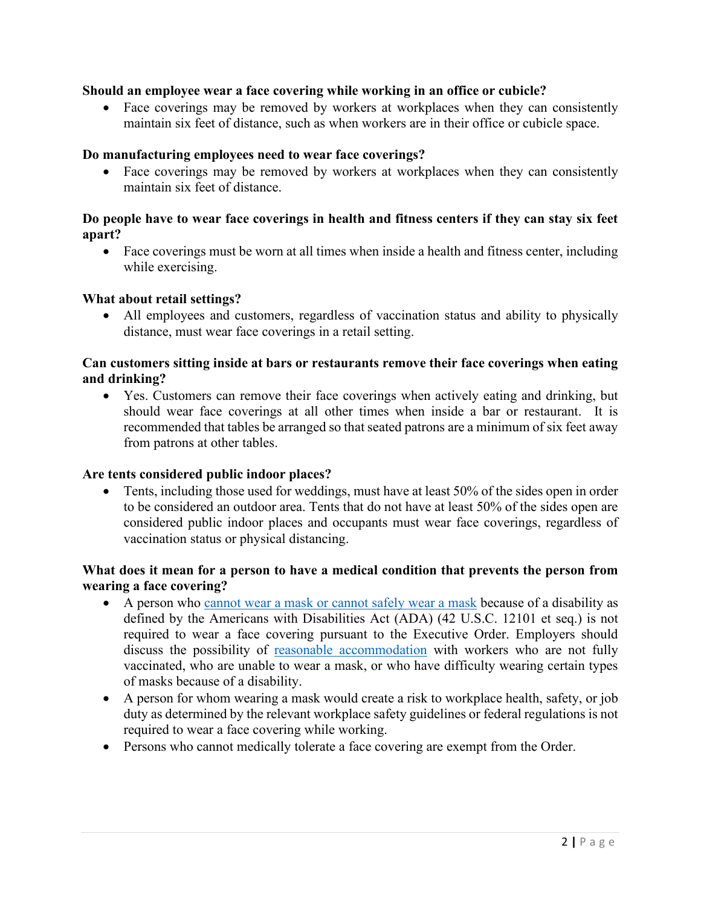**Should an employee wear a face covering while working in an office or cubicle?**

- Face coverings may be removed by workers at workplaces when they can consistently maintain six feet of distance, such as when workers are in their office or cubicle space.

**Do manufacturing employees need to wear face coverings?**

- Face coverings may be removed by workers at workplaces when they can consistently maintain six feet of distance.

**Do people have to wear face coverings in health and fitness centers if they can stay six feet apart?**

- Face coverings must be worn at all times when inside a health and fitness center, including while exercising.

**What about retail settings?**

- All employees and customers, regardless of vaccination status and ability to physically distance, must wear face coverings in a retail setting.

**Can customers sitting inside at bars or restaurants remove their face coverings when eating and drinking?**

- Yes. Customers can remove their face coverings when actively eating and drinking, but should wear face coverings at all other times when inside a bar or restaurant. It is recommended that tables be arranged so that seated patrons are a minimum of six feet away from patrons at other tables.

**Are tents considered public indoor places?**

- Tents, including those used for weddings, must have at least 50% of the sides open in order to be considered an outdoor area. Tents that do not have at least 50% of the sides open are considered public indoor places and occupants must wear face coverings, regardless of vaccination status or physical distancing.

**What does it mean for a person to have a medical condition that prevents the person from wearing a face covering?**

- A person who cannot wear a mask or cannot safely wear a mask because of a disability as defined by the Americans with Disabilities Act (ADA) (42 U.S.C. 12101 et seq.) is not required to wear a face covering pursuant to the Executive Order. Employers should discuss the possibility of reasonable accommodation with workers who are not fully vaccinated, who are unable to wear a mask, or who have difficulty wearing certain types of masks because of a disability.
- A person for whom wearing a mask would create a risk to workplace health, safety, or job duty as determined by the relevant workplace safety guidelines or federal regulations is not required to wear a face covering while working.
- Persons who cannot medically tolerate a face covering are exempt from the Order.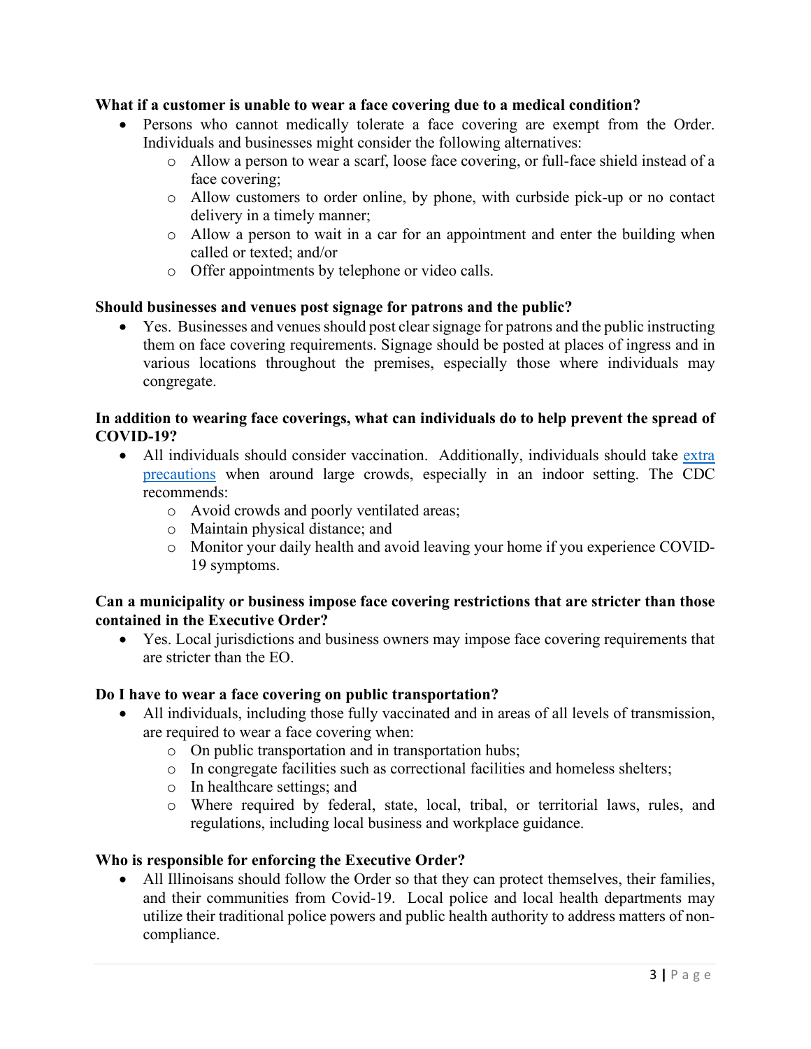**What if a customer is unable to wear a face covering due to a medical condition?**

- Persons who cannot medically tolerate a face covering are exempt from the Order. Individuals and businesses might consider the following alternatives:
  - Allow a person to wear a scarf, loose face covering, or full-face shield instead of a face covering;
  - Allow customers to order online, by phone, with curbside pick-up or no contact delivery in a timely manner;
  - Allow a person to wait in a car for an appointment and enter the building when called or texted; and/or
  - Offer appointments by telephone or video calls.

**Should businesses and venues post signage for patrons and the public?**

- Yes. Businesses and venues should post clear signage for patrons and the public instructing them on face covering requirements. Signage should be posted at places of ingress and in various locations throughout the premises, especially those where individuals may congregate.

**In addition to wearing face coverings, what can individuals do to help prevent the spread of COVID-19?**

- All individuals should consider vaccination. Additionally, individuals should take extra precautions when around large crowds, especially in an indoor setting. The CDC recommends:
  - Avoid crowds and poorly ventilated areas;
  - Maintain physical distance; and
  - Monitor your daily health and avoid leaving your home if you experience COVID-19 symptoms.

**Can a municipality or business impose face covering restrictions that are stricter than those contained in the Executive Order?**

- Yes. Local jurisdictions and business owners may impose face covering requirements that are stricter than the EO.

**Do I have to wear a face covering on public transportation?**

- All individuals, including those fully vaccinated and in areas of all levels of transmission, are required to wear a face covering when:
  - On public transportation and in transportation hubs;
  - In congregate facilities such as correctional facilities and homeless shelters;
  - In healthcare settings; and
  - Where required by federal, state, local, tribal, or territorial laws, rules, and regulations, including local business and workplace guidance.

**Who is responsible for enforcing the Executive Order?**

- All Illinoisans should follow the Order so that they can protect themselves, their families, and their communities from Covid-19. Local police and local health departments may utilize their traditional police powers and public health authority to address matters of non-compliance.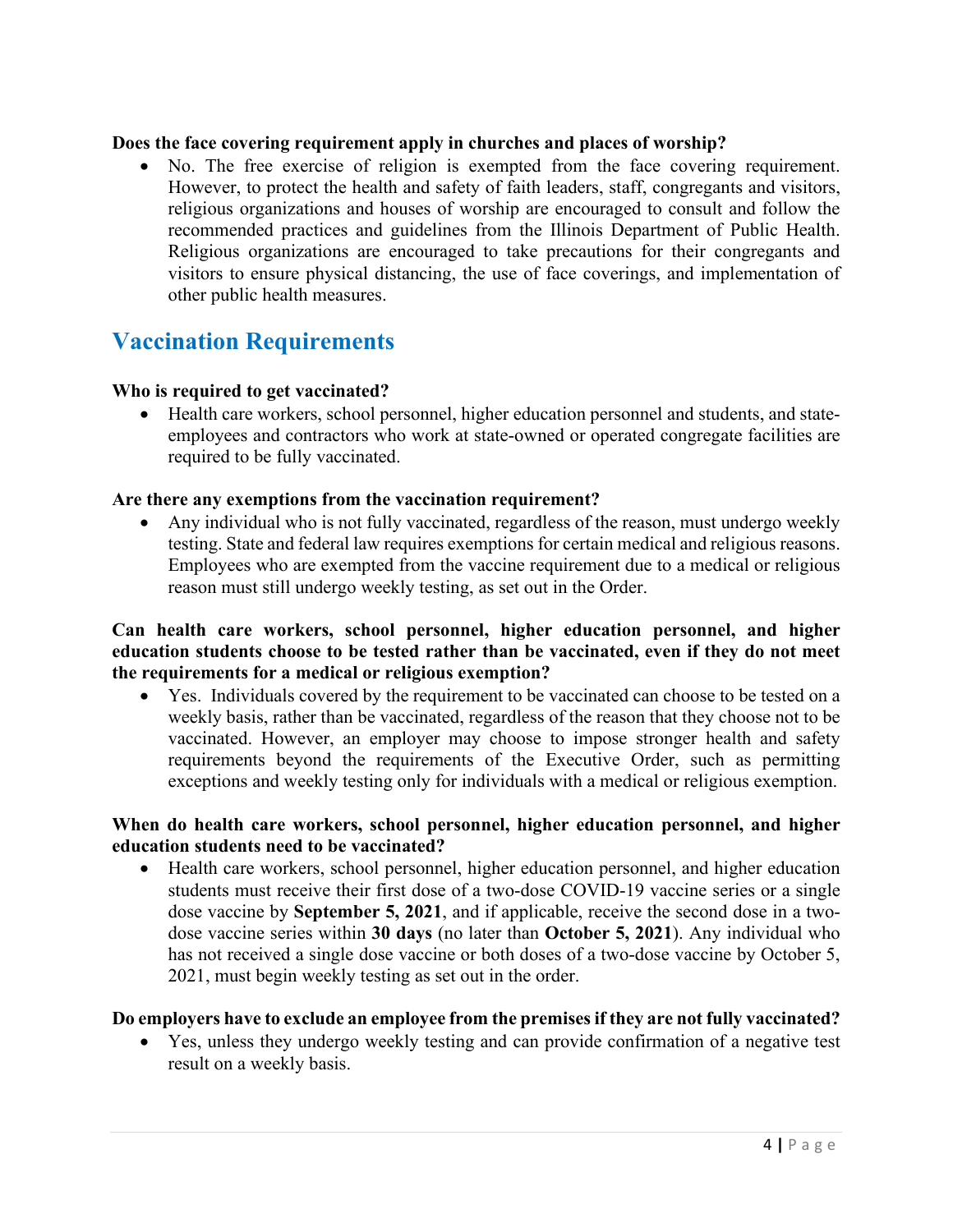**Does the face covering requirement apply in churches and places of worship?**

- No. The free exercise of religion is exempted from the face covering requirement. However, to protect the health and safety of faith leaders, staff, congregants and visitors, religious organizations and houses of worship are encouraged to consult and follow the recommended practices and guidelines from the Illinois Department of Public Health. Religious organizations are encouraged to take precautions for their congregants and visitors to ensure physical distancing, the use of face coverings, and implementation of other public health measures.

## Vaccination Requirements

**Who is required to get vaccinated?**

- Health care workers, school personnel, higher education personnel and students, and state-employees and contractors who work at state-owned or operated congregate facilities are required to be fully vaccinated.

**Are there any exemptions from the vaccination requirement?**

- Any individual who is not fully vaccinated, regardless of the reason, must undergo weekly testing. State and federal law requires exemptions for certain medical and religious reasons. Employees who are exempted from the vaccine requirement due to a medical or religious reason must still undergo weekly testing, as set out in the Order.

**Can health care workers, school personnel, higher education personnel, and higher education students choose to be tested rather than be vaccinated, even if they do not meet the requirements for a medical or religious exemption?**

- Yes. Individuals covered by the requirement to be vaccinated can choose to be tested on a weekly basis, rather than be vaccinated, regardless of the reason that they choose not to be vaccinated. However, an employer may choose to impose stronger health and safety requirements beyond the requirements of the Executive Order, such as permitting exceptions and weekly testing only for individuals with a medical or religious exemption.

**When do health care workers, school personnel, higher education personnel, and higher education students need to be vaccinated?**

- Health care workers, school personnel, higher education personnel, and higher education students must receive their first dose of a two-dose COVID-19 vaccine series or a single dose vaccine by **September 5, 2021**, and if applicable, receive the second dose in a two-dose vaccine series within **30 days** (no later than **October 5, 2021**). Any individual who has not received a single dose vaccine or both doses of a two-dose vaccine by October 5, 2021, must begin weekly testing as set out in the order.

**Do employers have to exclude an employee from the premises if they are not fully vaccinated?**

- Yes, unless they undergo weekly testing and can provide confirmation of a negative test result on a weekly basis.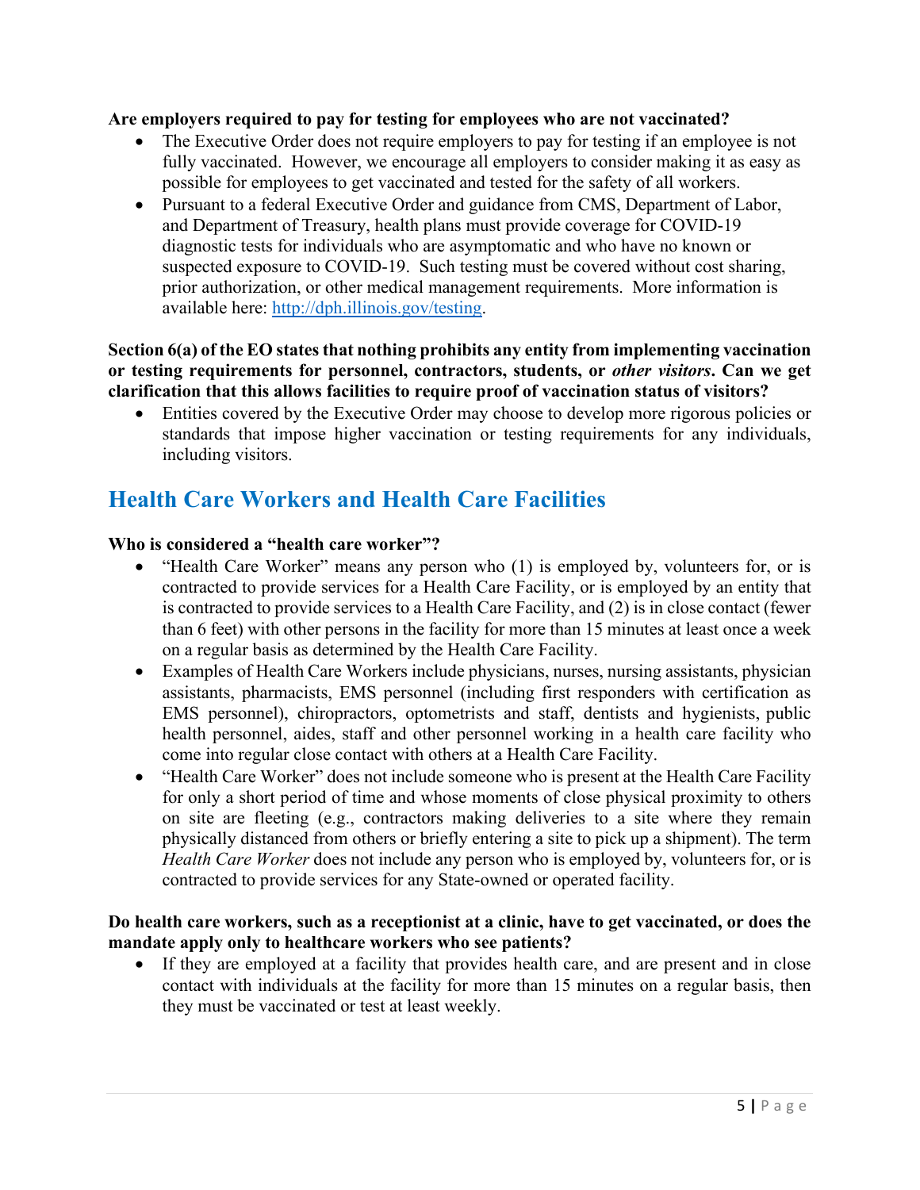**Are employers required to pay for testing for employees who are not vaccinated?**

- The Executive Order does not require employers to pay for testing if an employee is not fully vaccinated. However, we encourage all employers to consider making it as easy as possible for employees to get vaccinated and tested for the safety of all workers.
- Pursuant to a federal Executive Order and guidance from CMS, Department of Labor, and Department of Treasury, health plans must provide coverage for COVID-19 diagnostic tests for individuals who are asymptomatic and who have no known or suspected exposure to COVID-19. Such testing must be covered without cost sharing, prior authorization, or other medical management requirements. More information is available here: [http://dph.illinois.gov/testing](http://dph.illinois.gov/testing).

**Section 6(a) of the EO states that nothing prohibits any entity from implementing vaccination or testing requirements for personnel, contractors, students, or *other visitors*. Can we get clarification that this allows facilities to require proof of vaccination status of visitors?**

- Entities covered by the Executive Order may choose to develop more rigorous policies or standards that impose higher vaccination or testing requirements for any individuals, including visitors.

## Health Care Workers and Health Care Facilities

**Who is considered a "health care worker"?**

- "Health Care Worker" means any person who (1) is employed by, volunteers for, or is contracted to provide services for a Health Care Facility, or is employed by an entity that is contracted to provide services to a Health Care Facility, and (2) is in close contact (fewer than 6 feet) with other persons in the facility for more than 15 minutes at least once a week on a regular basis as determined by the Health Care Facility.
- Examples of Health Care Workers include physicians, nurses, nursing assistants, physician assistants, pharmacists, EMS personnel (including first responders with certification as EMS personnel), chiropractors, optometrists and staff, dentists and hygienists, public health personnel, aides, staff and other personnel working in a health care facility who come into regular close contact with others at a Health Care Facility.
- "Health Care Worker" does not include someone who is present at the Health Care Facility for only a short period of time and whose moments of close physical proximity to others on site are fleeting (e.g., contractors making deliveries to a site where they remain physically distanced from others or briefly entering a site to pick up a shipment). The term *Health Care Worker* does not include any person who is employed by, volunteers for, or is contracted to provide services for any State-owned or operated facility.

**Do health care workers, such as a receptionist at a clinic, have to get vaccinated, or does the mandate apply only to healthcare workers who see patients?**

- If they are employed at a facility that provides health care, and are present and in close contact with individuals at the facility for more than 15 minutes on a regular basis, then they must be vaccinated or test at least weekly.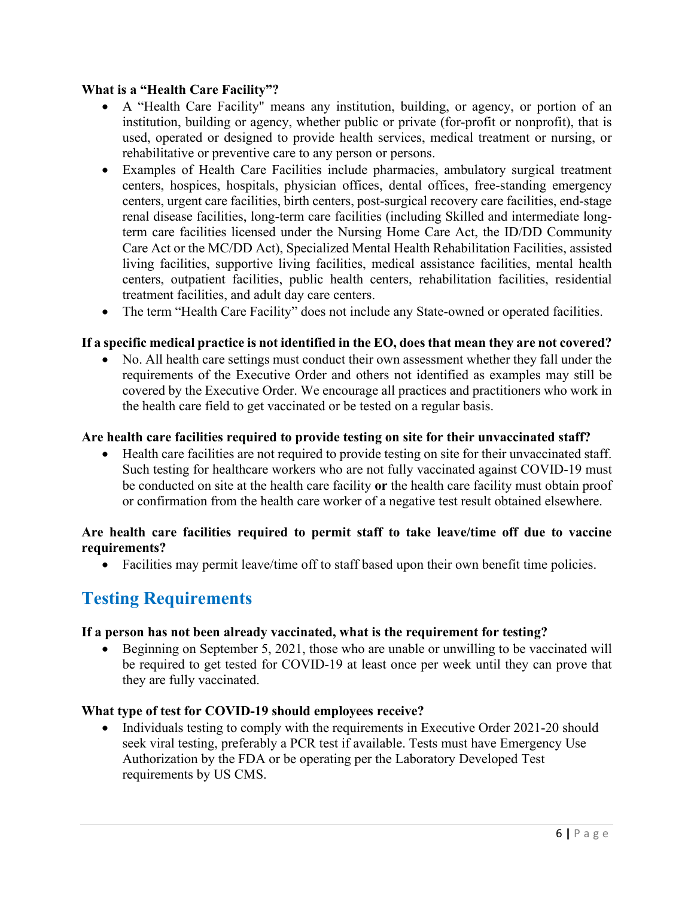**What is a "Health Care Facility"?**

- A "Health Care Facility" means any institution, building, or agency, or portion of an institution, building or agency, whether public or private (for-profit or nonprofit), that is used, operated or designed to provide health services, medical treatment or nursing, or rehabilitative or preventive care to any person or persons.
- Examples of Health Care Facilities include pharmacies, ambulatory surgical treatment centers, hospices, hospitals, physician offices, dental offices, free-standing emergency centers, urgent care facilities, birth centers, post-surgical recovery care facilities, end-stage renal disease facilities, long-term care facilities (including Skilled and intermediate long-term care facilities licensed under the Nursing Home Care Act, the ID/DD Community Care Act or the MC/DD Act), Specialized Mental Health Rehabilitation Facilities, assisted living facilities, supportive living facilities, medical assistance facilities, mental health centers, outpatient facilities, public health centers, rehabilitation facilities, residential treatment facilities, and adult day care centers.
- The term "Health Care Facility" does not include any State-owned or operated facilities.

**If a specific medical practice is not identified in the EO, does that mean they are not covered?**

- No. All health care settings must conduct their own assessment whether they fall under the requirements of the Executive Order and others not identified as examples may still be covered by the Executive Order. We encourage all practices and practitioners who work in the health care field to get vaccinated or be tested on a regular basis.

**Are health care facilities required to provide testing on site for their unvaccinated staff?**

- Health care facilities are not required to provide testing on site for their unvaccinated staff. Such testing for healthcare workers who are not fully vaccinated against COVID-19 must be conducted on site at the health care facility **or** the health care facility must obtain proof or confirmation from the health care worker of a negative test result obtained elsewhere.

**Are health care facilities required to permit staff to take leave/time off due to vaccine requirements?**

- Facilities may permit leave/time off to staff based upon their own benefit time policies.

## Testing Requirements

**If a person has not been already vaccinated, what is the requirement for testing?**

- Beginning on September 5, 2021, those who are unable or unwilling to be vaccinated will be required to get tested for COVID-19 at least once per week until they can prove that they are fully vaccinated.

**What type of test for COVID-19 should employees receive?**

- Individuals testing to comply with the requirements in Executive Order 2021-20 should seek viral testing, preferably a PCR test if available. Tests must have Emergency Use Authorization by the FDA or be operating per the Laboratory Developed Test requirements by US CMS.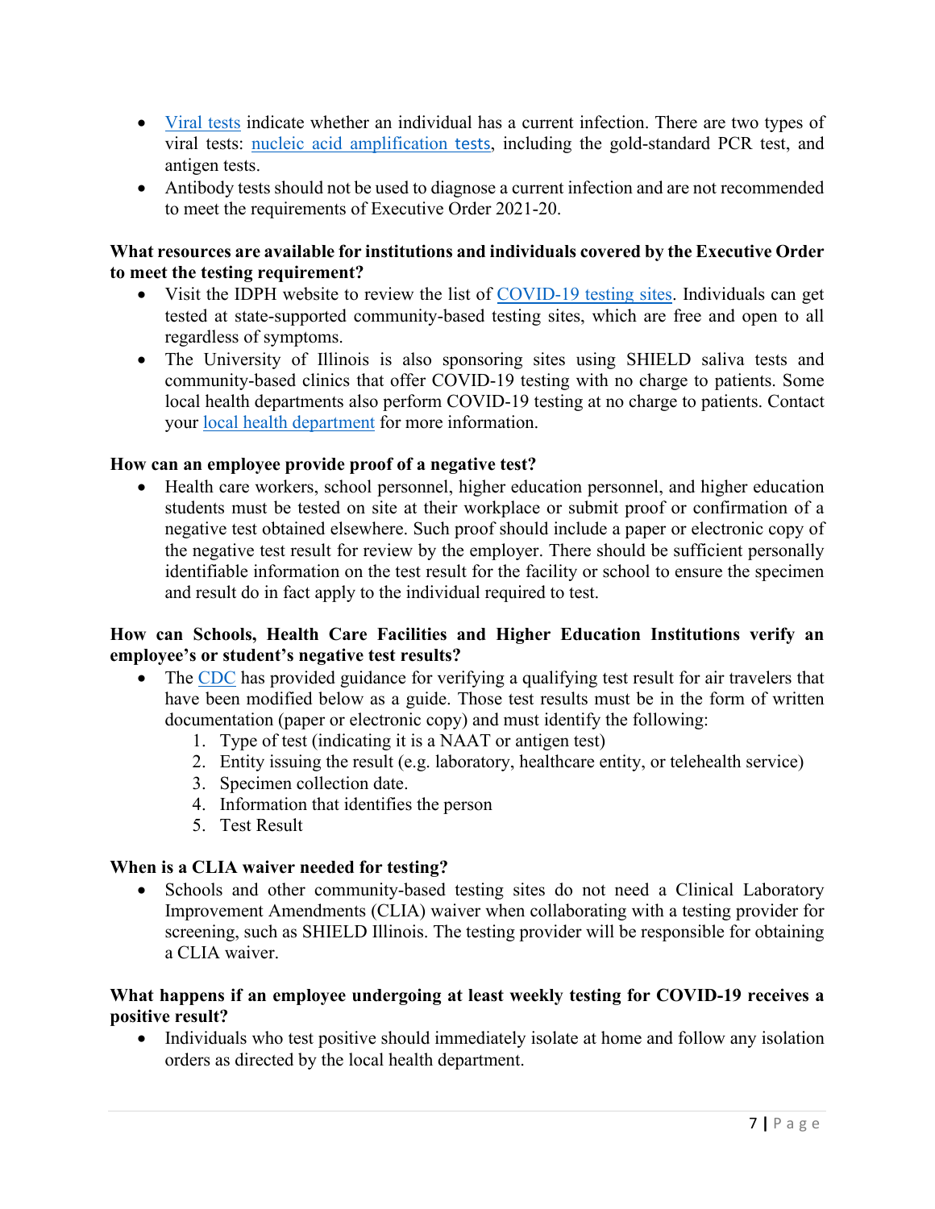- Viral tests indicate whether an individual has a current infection. There are two types of viral tests: nucleic acid amplification tests, including the gold-standard PCR test, and antigen tests.
- Antibody tests should not be used to diagnose a current infection and are not recommended to meet the requirements of Executive Order 2021-20.

**What resources are available for institutions and individuals covered by the Executive Order to meet the testing requirement?**

- Visit the IDPH website to review the list of COVID-19 testing sites. Individuals can get tested at state-supported community-based testing sites, which are free and open to all regardless of symptoms.
- The University of Illinois is also sponsoring sites using SHIELD saliva tests and community-based clinics that offer COVID-19 testing with no charge to patients. Some local health departments also perform COVID-19 testing at no charge to patients. Contact your local health department for more information.

**How can an employee provide proof of a negative test?**

- Health care workers, school personnel, higher education personnel, and higher education students must be tested on site at their workplace or submit proof or confirmation of a negative test obtained elsewhere. Such proof should include a paper or electronic copy of the negative test result for review by the employer. There should be sufficient personally identifiable information on the test result for the facility or school to ensure the specimen and result do in fact apply to the individual required to test.

**How can Schools, Health Care Facilities and Higher Education Institutions verify an employee's or student's negative test results?**

- The CDC has provided guidance for verifying a qualifying test result for air travelers that have been modified below as a guide. Those test results must be in the form of written documentation (paper or electronic copy) and must identify the following:
  1. Type of test (indicating it is a NAAT or antigen test)
  2. Entity issuing the result (e.g. laboratory, healthcare entity, or telehealth service)
  3. Specimen collection date.
  4. Information that identifies the person
  5. Test Result

**When is a CLIA waiver needed for testing?**

- Schools and other community-based testing sites do not need a Clinical Laboratory Improvement Amendments (CLIA) waiver when collaborating with a testing provider for screening, such as SHIELD Illinois. The testing provider will be responsible for obtaining a CLIA waiver.

**What happens if an employee undergoing at least weekly testing for COVID-19 receives a positive result?**

- Individuals who test positive should immediately isolate at home and follow any isolation orders as directed by the local health department.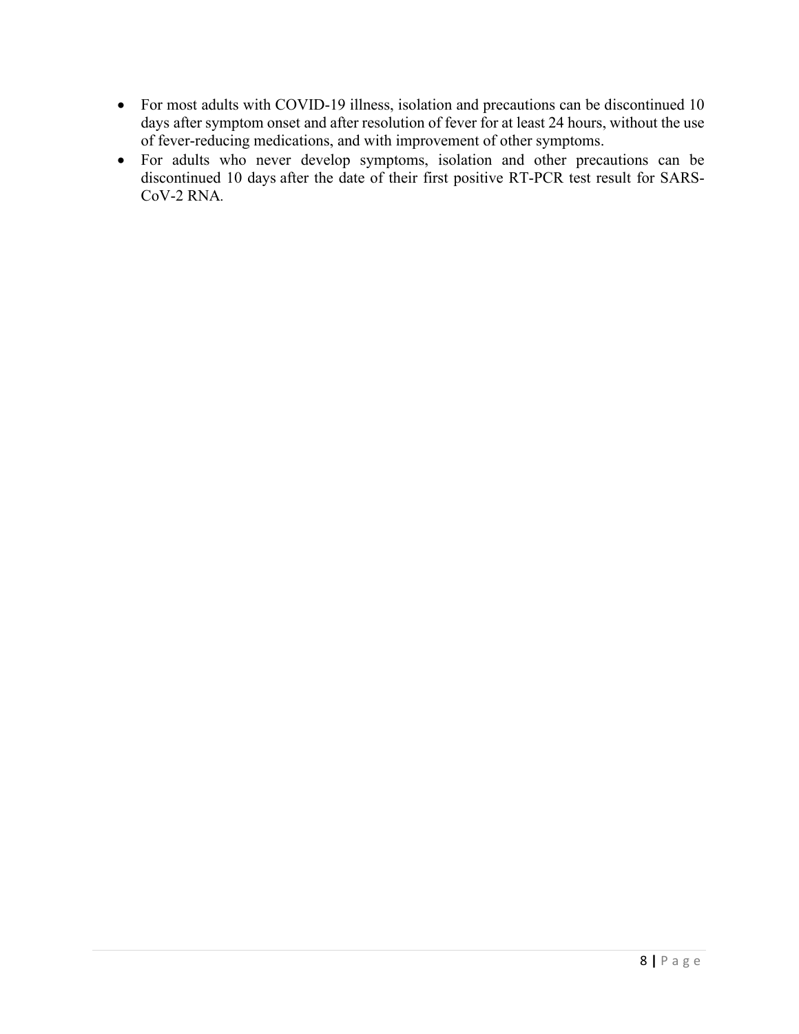- For most adults with COVID-19 illness, isolation and precautions can be discontinued 10 days after symptom onset and after resolution of fever for at least 24 hours, without the use of fever-reducing medications, and with improvement of other symptoms.
- For adults who never develop symptoms, isolation and other precautions can be discontinued 10 days after the date of their first positive RT-PCR test result for SARS-CoV-2 RNA.